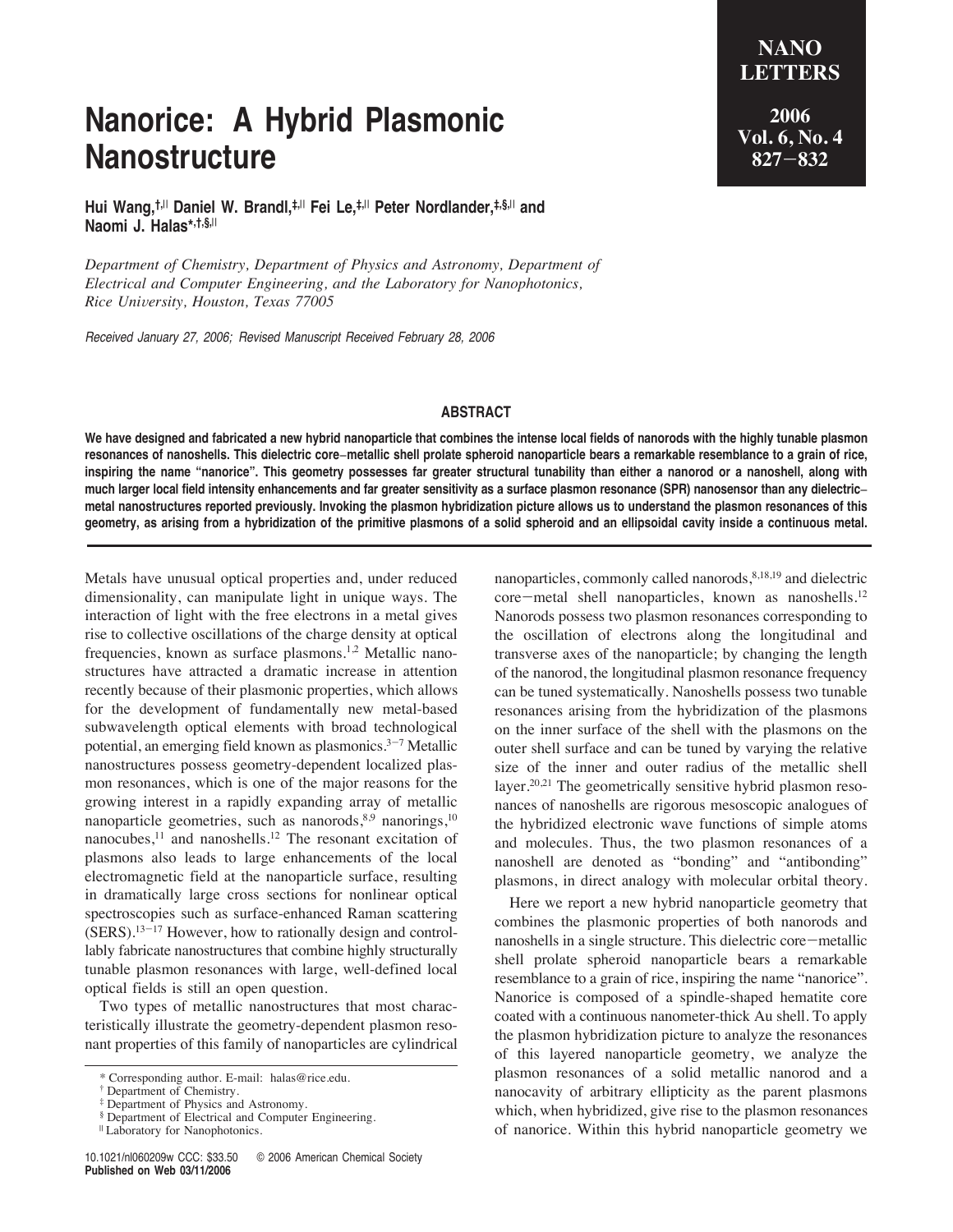# Nanorice: A Hybrid Plasmonic Nanostructure

**Hui Wang,[†,‖] Daniel W. Brandl,[‡,‖] Fei Le,[‡,‖] Peter Nordlander,[‡,§,‖] and Naomi J. Halas*[,†,§,‖]**

*Department of Chemistry, Department of Physics and Astronomy, Department of Electrical and Computer Engineering, and the Laboratory for Nanophotonics, Rice University, Houston, Texas 77005*

*Received January 27, 2006; Revised Manuscript Received February 28, 2006*

## ABSTRACT

**We have designed and fabricated a new hybrid nanoparticle that combines the intense local fields of nanorods with the highly tunable plasmon resonances of nanoshells. This dielectric core–metallic shell prolate spheroid nanoparticle bears a remarkable resemblance to a grain of rice, inspiring the name "nanorice". This geometry possesses far greater structural tunability than either a nanorod or a nanoshell, along with much larger local field intensity enhancements and far greater sensitivity as a surface plasmon resonance (SPR) nanosensor than any dielectric–metal nanostructures reported previously. Invoking the plasmon hybridization picture allows us to understand the plasmon resonances of this geometry, as arising from a hybridization of the primitive plasmons of a solid spheroid and an ellipsoidal cavity inside a continuous metal.**

Metals have unusual optical properties and, under reduced dimensionality, can manipulate light in unique ways. The interaction of light with the free electrons in a metal gives rise to collective oscillations of the charge density at optical frequencies, known as surface plasmons.[1,2] Metallic nanostructures have attracted a dramatic increase in attention recently because of their plasmonic properties, which allows for the development of fundamentally new metal-based subwavelength optical elements with broad technological potential, an emerging field known as plasmonics.[3−7] Metallic nanostructures possess geometry-dependent localized plasmon resonances, which is one of the major reasons for the growing interest in a rapidly expanding array of metallic nanoparticle geometries, such as nanorods,[8,9] nanorings,[10] nanocubes,[11] and nanoshells.[12] The resonant excitation of plasmons also leads to large enhancements of the local electromagnetic field at the nanoparticle surface, resulting in dramatically large cross sections for nonlinear optical spectroscopies such as surface-enhanced Raman scattering (SERS).[13−17] However, how to rationally design and controllably fabricate nanostructures that combine highly structurally tunable plasmon resonances with large, well-defined local optical fields is still an open question.

Two types of metallic nanostructures that most characteristically illustrate the geometry-dependent plasmon resonant properties of this family of nanoparticles are cylindrical nanoparticles, commonly called nanorods,[8,18,19] and dielectric core−metal shell nanoparticles, known as nanoshells.[12] Nanorods possess two plasmon resonances corresponding to the oscillation of electrons along the longitudinal and transverse axes of the nanoparticle; by changing the length of the nanorod, the longitudinal plasmon resonance frequency can be tuned systematically. Nanoshells possess two tunable resonances arising from the hybridization of the plasmons on the inner surface of the shell with the plasmons on the outer shell surface and can be tuned by varying the relative size of the inner and outer radius of the metallic shell layer.[20,21] The geometrically sensitive hybrid plasmon resonances of nanoshells are rigorous mesoscopic analogues of the hybridized electronic wave functions of simple atoms and molecules. Thus, the two plasmon resonances of a nanoshell are denoted as "bonding" and "antibonding" plasmons, in direct analogy with molecular orbital theory.

Here we report a new hybrid nanoparticle geometry that combines the plasmonic properties of both nanorods and nanoshells in a single structure. This dielectric core−metallic shell prolate spheroid nanoparticle bears a remarkable resemblance to a grain of rice, inspiring the name "nanorice". Nanorice is composed of a spindle-shaped hematite core coated with a continuous nanometer-thick Au shell. To apply the plasmon hybridization picture to analyze the resonances of this layered nanoparticle geometry, we analyze the plasmon resonances of a solid metallic nanorod and a nanocavity of arbitrary ellipticity as the parent plasmons which, when hybridized, give rise to the plasmon resonances of nanorice. Within this hybrid nanoparticle geometry we

* Corresponding author. E-mail: halas@rice.edu.
† Department of Chemistry.
‡ Department of Physics and Astronomy.
§ Department of Electrical and Computer Engineering.
‖ Laboratory for Nanophotonics.

10.1021/nl060209w CCC: $33.50 © 2006 American Chemical Society
**Published on Web 03/11/2006**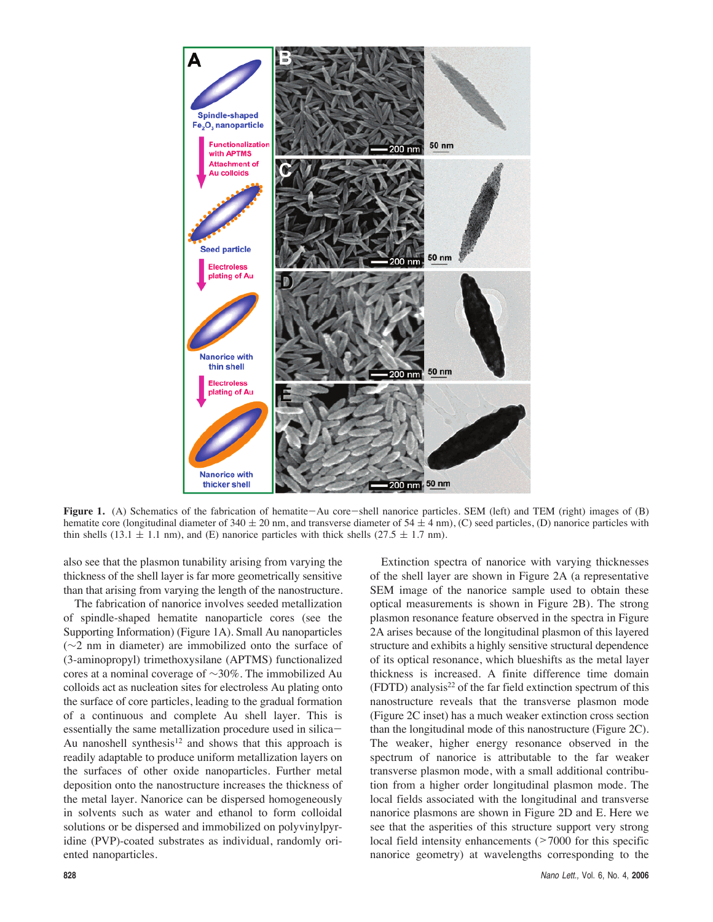**Figure 1.** (A) Schematics of the fabrication of hematite−Au core−shell nanorice particles. SEM (left) and TEM (right) images of (B) hematite core (longitudinal diameter of 340 ± 20 nm, and transverse diameter of 54 ± 4 nm), (C) seed particles, (D) nanorice particles with thin shells (13.1 ± 1.1 nm), and (E) nanorice particles with thick shells (27.5 ± 1.7 nm).

also see that the plasmon tunability arising from varying the thickness of the shell layer is far more geometrically sensitive than that arising from varying the length of the nanostructure.

The fabrication of nanorice involves seeded metallization of spindle-shaped hematite nanoparticle cores (see the Supporting Information) (Figure 1A). Small Au nanoparticles (∼2 nm in diameter) are immobilized onto the surface of (3-aminopropyl) trimethoxysilane (APTMS) functionalized cores at a nominal coverage of ∼30%. The immobilized Au colloids act as nucleation sites for electroless Au plating onto the surface of core particles, leading to the gradual formation of a continuous and complete Au shell layer. This is essentially the same metallization procedure used in silica−Au nanoshell synthesis[12] and shows that this approach is readily adaptable to produce uniform metallization layers on the surfaces of other oxide nanoparticles. Further metal deposition onto the nanostructure increases the thickness of the metal layer. Nanorice can be dispersed homogeneously in solvents such as water and ethanol to form colloidal solutions or be dispersed and immobilized on polyvinylpyridine (PVP)-coated substrates as individual, randomly oriented nanoparticles.

Extinction spectra of nanorice with varying thicknesses of the shell layer are shown in Figure 2A (a representative SEM image of the nanorice sample used to obtain these optical measurements is shown in Figure 2B). The strong plasmon resonance feature observed in the spectra in Figure 2A arises because of the longitudinal plasmon of this layered structure and exhibits a highly sensitive structural dependence of its optical resonance, which blueshifts as the metal layer thickness is increased. A finite difference time domain (FDTD) analysis[22] of the far field extinction spectrum of this nanostructure reveals that the transverse plasmon mode (Figure 2C inset) has a much weaker extinction cross section than the longitudinal mode of this nanostructure (Figure 2C). The weaker, higher energy resonance observed in the spectrum of nanorice is attributable to the far weaker transverse plasmon mode, with a small additional contribution from a higher order longitudinal plasmon mode. The local fields associated with the longitudinal and transverse nanorice plasmons are shown in Figure 2D and E. Here we see that the asperities of this structure support very strong local field intensity enhancements (>7000 for this specific nanorice geometry) at wavelengths corresponding to the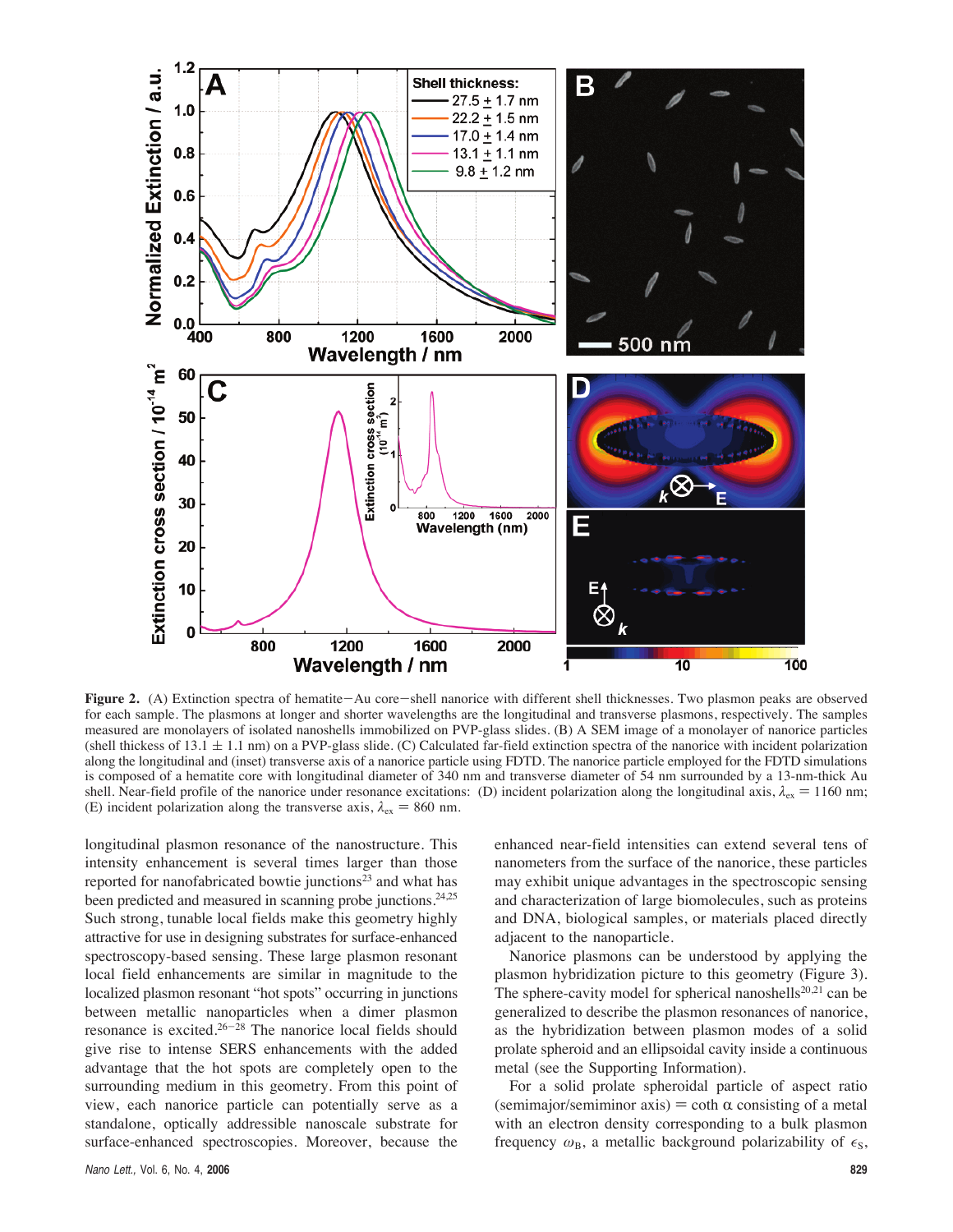**Figure 2.** (A) Extinction spectra of hematite−Au core−shell nanorice with different shell thicknesses. Two plasmon peaks are observed for each sample. The plasmons at longer and shorter wavelengths are the longitudinal and transverse plasmons, respectively. The samples measured are monolayers of isolated nanoshells immobilized on PVP-glass slides. (B) A SEM image of a monolayer of nanorice particles (shell thickess of 13.1 ± 1.1 nm) on a PVP-glass slide. (C) Calculated far-field extinction spectra of the nanorice with incident polarization along the longitudinal and (inset) transverse axis of a nanorice particle using FDTD. The nanorice particle employed for the FDTD simulations is composed of a hematite core with longitudinal diameter of 340 nm and transverse diameter of 54 nm surrounded by a 13-nm-thick Au shell. Near-field profile of the nanorice under resonance excitations: (D) incident polarization along the longitudinal axis, $\lambda_{ex}$ = 1160 nm; (E) incident polarization along the transverse axis, $\lambda_{ex}$ = 860 nm.

longitudinal plasmon resonance of the nanostructure. This intensity enhancement is several times larger than those reported for nanofabricated bowtie junctions[23] and what has been predicted and measured in scanning probe junctions.[24,25] Such strong, tunable local fields make this geometry highly attractive for use in designing substrates for surface-enhanced spectroscopy-based sensing. These large plasmon resonant local field enhancements are similar in magnitude to the localized plasmon resonant "hot spots" occurring in junctions between metallic nanoparticles when a dimer plasmon resonance is excited.[26−28] The nanorice local fields should give rise to intense SERS enhancements with the added advantage that the hot spots are completely open to the surrounding medium in this geometry. From this point of view, each nanorice particle can potentially serve as a standalone, optically addressible nanoscale substrate for surface-enhanced spectroscopies. Moreover, because the enhanced near-field intensities can extend several tens of nanometers from the surface of the nanorice, these particles may exhibit unique advantages in the spectroscopic sensing and characterization of large biomolecules, such as proteins and DNA, biological samples, or materials placed directly adjacent to the nanoparticle.

Nanorice plasmons can be understood by applying the plasmon hybridization picture to this geometry (Figure 3). The sphere-cavity model for spherical nanoshells[20,21] can be generalized to describe the plasmon resonances of nanorice, as the hybridization between plasmon modes of a solid prolate spheroid and an ellipsoidal cavity inside a continuous metal (see the Supporting Information).

For a solid prolate spheroidal particle of aspect ratio (semimajor/semiminor axis) = coth α consisting of a metal with an electron density corresponding to a bulk plasmon frequency $\omega_B$, a metallic background polarizability of $\epsilon_S$,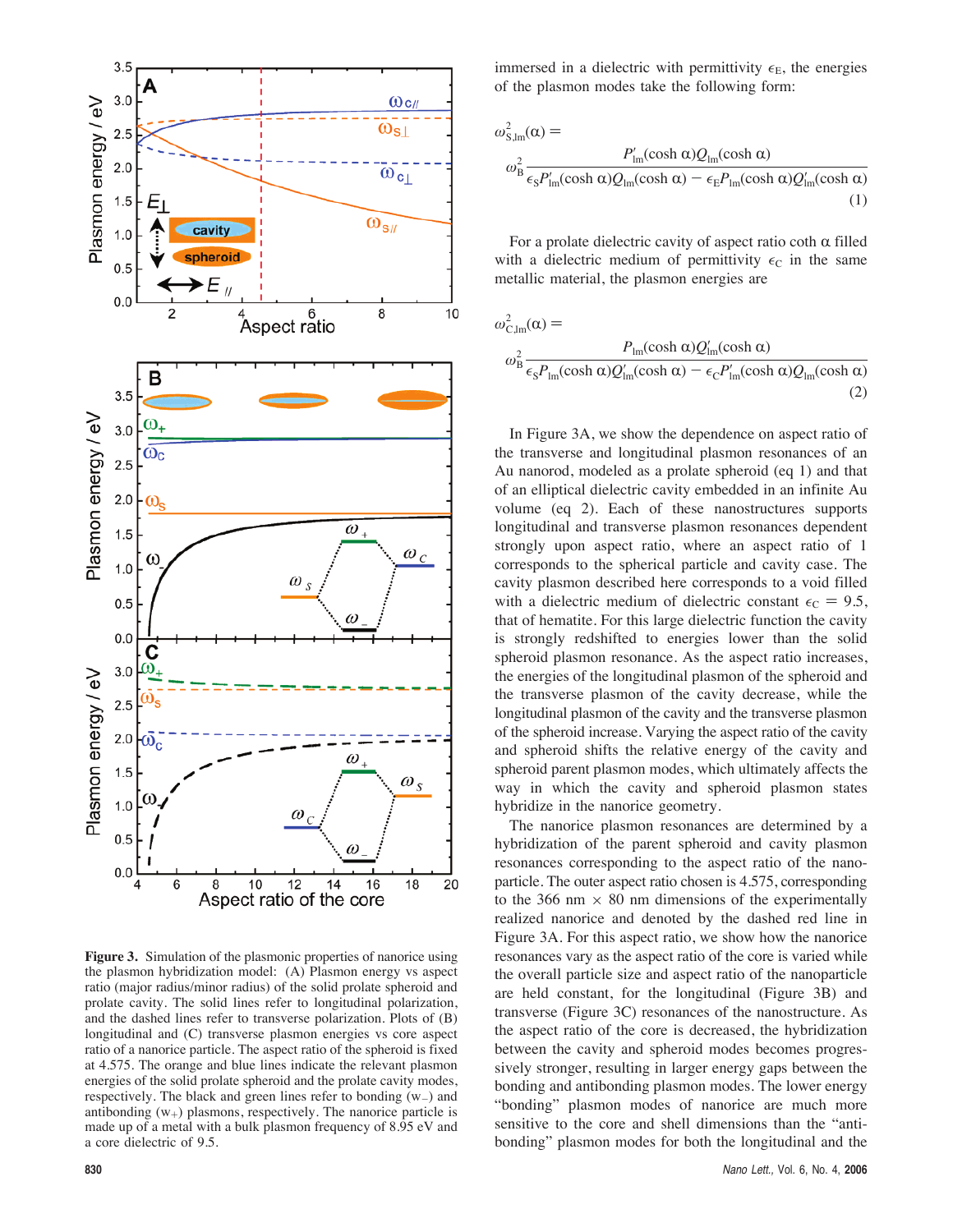immersed in a dielectric with permittivity $\epsilon_E$, the energies of the plasmon modes take the following form:

$$\omega^2_{S,lm}(\alpha) = \omega^2_B \frac{P'_{lm}(\cosh\alpha)Q_{lm}(\cosh\alpha)}{\epsilon_S P'_{lm}(\cosh\alpha)Q_{lm}(\cosh\alpha) - \epsilon_E P_{lm}(\cosh\alpha)Q'_{lm}(\cosh\alpha)} \quad (1)$$

For a prolate dielectric cavity of aspect ratio coth α filled with a dielectric medium of permittivity $\epsilon_C$ in the same metallic material, the plasmon energies are

$$\omega^2_{C,lm}(\alpha) = \omega^2_B \frac{P_{lm}(\cosh\alpha)Q'_{lm}(\cosh\alpha)}{\epsilon_S P_{lm}(\cosh\alpha)Q'_{lm}(\cosh\alpha) - \epsilon_C P'_{lm}(\cosh\alpha)Q_{lm}(\cosh\alpha)} \quad (2)$$

In Figure 3A, we show the dependence on aspect ratio of the transverse and longitudinal plasmon resonances of an Au nanorod, modeled as a prolate spheroid (eq 1) and that of an elliptical dielectric cavity embedded in an infinite Au volume (eq 2). Each of these nanostructures supports longitudinal and transverse plasmon resonances dependent strongly upon aspect ratio, where an aspect ratio of 1 corresponds to the spherical particle and cavity case. The cavity plasmon described here corresponds to a void filled with a dielectric medium of dielectric constant $\epsilon_C = 9.5$, that of hematite. For this large dielectric function the cavity is strongly redshifted to energies lower than the solid spheroid plasmon resonance. As the aspect ratio increases, the energies of the longitudinal plasmon of the spheroid and the transverse plasmon of the cavity decrease, while the longitudinal plasmon of the cavity and the transverse plasmon of the spheroid increase. Varying the aspect ratio of the cavity and spheroid shifts the relative energy of the cavity and spheroid parent plasmon modes, which ultimately affects the way in which the cavity and spheroid plasmon states hybridize in the nanorice geometry.

The nanorice plasmon resonances are determined by a hybridization of the parent spheroid and cavity plasmon resonances corresponding to the aspect ratio of the nanoparticle. The outer aspect ratio chosen is 4.575, corresponding to the 366 nm × 80 nm dimensions of the experimentally realized nanorice and denoted by the dashed red line in Figure 3A. For this aspect ratio, we show how the nanorice resonances vary as the aspect ratio of the core is varied while the overall particle size and aspect ratio of the nanoparticle are held constant, for the longitudinal (Figure 3B) and transverse (Figure 3C) resonances of the nanostructure. As the aspect ratio of the core is decreased, the hybridization between the cavity and spheroid modes becomes progressively stronger, resulting in larger energy gaps between the bonding and antibonding plasmon modes. The lower energy "bonding" plasmon modes of nanorice are much more sensitive to the core and shell dimensions than the "antibonding" plasmon modes for both the longitudinal and the

**Figure 3.** Simulation of the plasmonic properties of nanorice using the plasmon hybridization model: (A) Plasmon energy vs aspect ratio (major radius/minor radius) of the solid prolate spheroid and prolate cavity. The solid lines refer to longitudinal polarization, and the dashed lines refer to transverse polarization. Plots of (B) longitudinal and (C) transverse plasmon energies vs core aspect ratio of a nanorice particle. The aspect ratio of the spheroid is fixed at 4.575. The orange and blue lines indicate the relevant plasmon energies of the solid prolate spheroid and the prolate cavity modes, respectively. The black and green lines refer to bonding ($w_-$) and antibonding ($w_+$) plasmons, respectively. The nanorice particle is made up of a metal with a bulk plasmon frequency of 8.95 eV and a core dielectric of 9.5.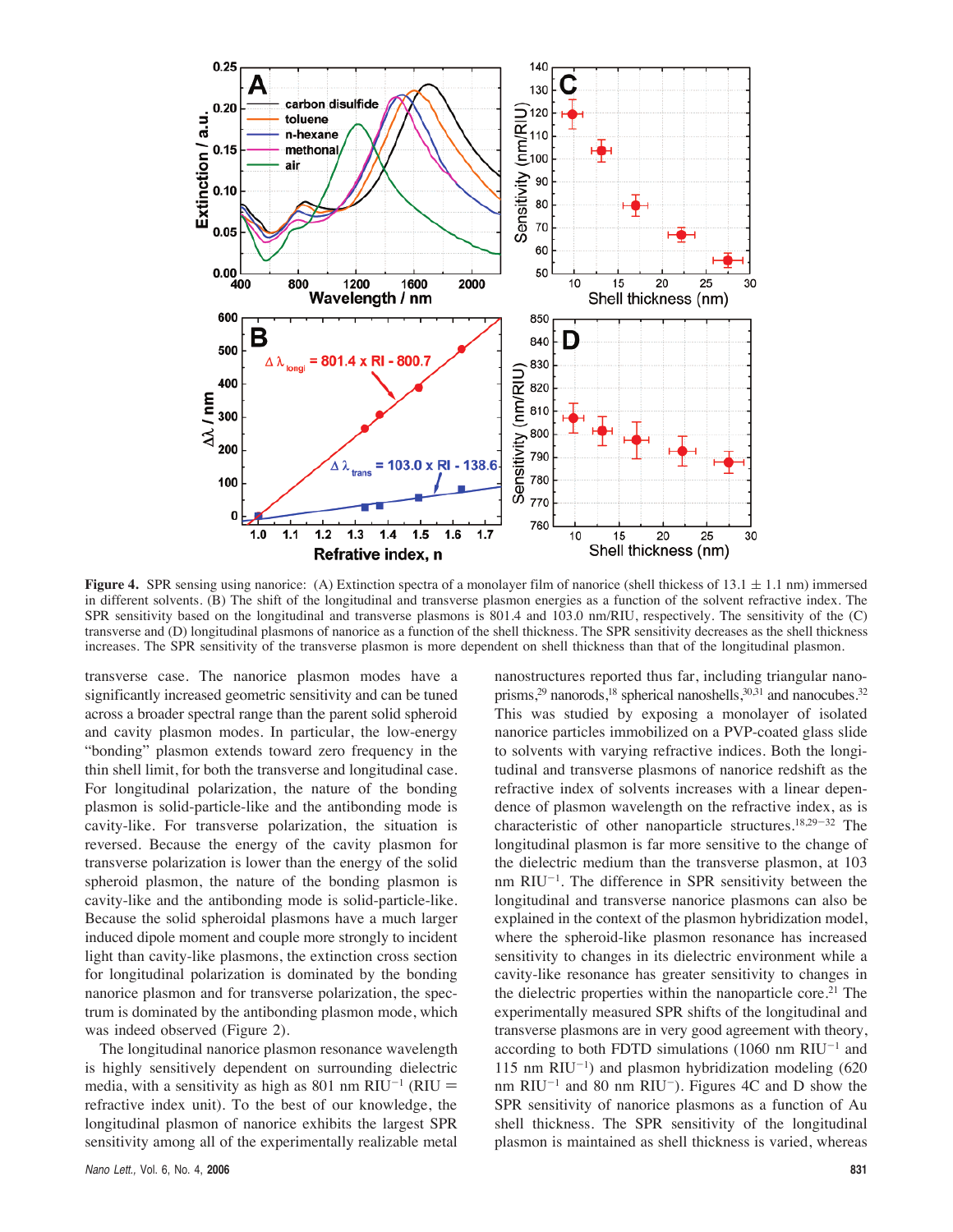**Figure 4.** SPR sensing using nanorice: (A) Extinction spectra of a monolayer film of nanorice (shell thickess of 13.1 ± 1.1 nm) immersed in different solvents. (B) The shift of the longitudinal and transverse plasmon energies as a function of the solvent refractive index. The SPR sensitivity based on the longitudinal and transverse plasmons is 801.4 and 103.0 nm/RIU, respectively. The sensitivity of the (C) transverse and (D) longitudinal plasmons of nanorice as a function of the shell thickness. The SPR sensitivity decreases as the shell thickness increases. The SPR sensitivity of the transverse plasmon is more dependent on shell thickness than that of the longitudinal plasmon.

transverse case. The nanorice plasmon modes have a significantly increased geometric sensitivity and can be tuned across a broader spectral range than the parent solid spheroid and cavity plasmon modes. In particular, the low-energy "bonding" plasmon extends toward zero frequency in the thin shell limit, for both the transverse and longitudinal case. For longitudinal polarization, the nature of the bonding plasmon is solid-particle-like and the antibonding mode is cavity-like. For transverse polarization, the situation is reversed. Because the energy of the cavity plasmon for transverse polarization is lower than the energy of the solid spheroid plasmon, the nature of the bonding plasmon is cavity-like and the antibonding mode is solid-particle-like. Because the solid spheroidal plasmons have a much larger induced dipole moment and couple more strongly to incident light than cavity-like plasmons, the extinction cross section for longitudinal polarization is dominated by the bonding nanorice plasmon and for transverse polarization, the spectrum is dominated by the antibonding plasmon mode, which was indeed observed (Figure 2).

The longitudinal nanorice plasmon resonance wavelength is highly sensitively dependent on surrounding dielectric media, with a sensitivity as high as 801 nm $RIU^{-1}$ (RIU = refractive index unit). To the best of our knowledge, the longitudinal plasmon of nanorice exhibits the largest SPR sensitivity among all of the experimentally realizable metal nanostructures reported thus far, including triangular nanoprisms,[29] nanorods,[18] spherical nanoshells,[30,31] and nanocubes.[32] This was studied by exposing a monolayer of isolated nanorice particles immobilized on a PVP-coated glass slide to solvents with varying refractive indices. Both the longitudinal and transverse plasmons of nanorice redshift as the refractive index of solvents increases with a linear dependence of plasmon wavelength on the refractive index, as is characteristic of other nanoparticle structures.[18,29−32] The longitudinal plasmon is far more sensitive to the change of the dielectric medium than the transverse plasmon, at 103 nm $RIU^{-1}$. The difference in SPR sensitivity between the longitudinal and transverse nanorice plasmons can also be explained in the context of the plasmon hybridization model, where the spheroid-like plasmon resonance has increased sensitivity to changes in its dielectric environment while a cavity-like resonance has greater sensitivity to changes in the dielectric properties within the nanoparticle core.[21] The experimentally measured SPR shifts of the longitudinal and transverse plasmons are in very good agreement with theory, according to both FDTD simulations (1060 nm $RIU^{-1}$ and 115 nm $RIU^{-1}$) and plasmon hybridization modeling (620 nm $RIU^{-1}$ and 80 nm $RIU^{-}$). Figures 4C and D show the SPR sensitivity of nanorice plasmons as a function of Au shell thickness. The SPR sensitivity of the longitudinal plasmon is maintained as shell thickness is varied, whereas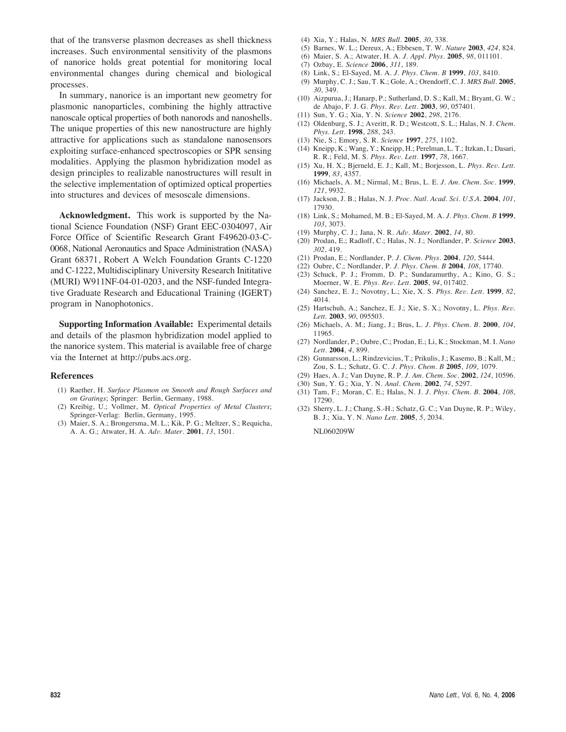that of the transverse plasmon decreases as shell thickness increases. Such environmental sensitivity of the plasmons of nanorice holds great potential for monitoring local environmental changes during chemical and biological processes.

In summary, nanorice is an important new geometry for plasmonic nanoparticles, combining the highly attractive nanoscale optical properties of both nanorods and nanoshells. The unique properties of this new nanostructure are highly attractive for applications such as standalone nanosensors exploiting surface-enhanced spectroscopies or SPR sensing modalities. Applying the plasmon hybridization model as design principles to realizable nanostructures will result in the selective implementation of optimized optical properties into structures and devices of mesoscale dimensions.

**Acknowledgment.** This work is supported by the National Science Foundation (NSF) Grant EEC-0304097, Air Force Office of Scientific Research Grant F49620-03-C-0068, National Aeronautics and Space Administration (NASA) Grant 68371, Robert A Welch Foundation Grants C-1220 and C-1222, Multidisciplinary University Research Inititative (MURI) W911NF-04-01-0203, and the NSF-funded Integrative Graduate Research and Educational Training (IGERT) program in Nanophotonics.

**Supporting Information Available:** Experimental details and details of the plasmon hybridization model applied to the nanorice system. This material is available free of charge via the Internet at http://pubs.acs.org.

## References

(1) Raether, H. *Surface Plasmon on Smooth and Rough Surfaces and on Gratings*; Springer: Berlin, Germany, 1988.
(2) Kreibig, U.; Vollmer, M. *Optical Properties of Metal Clusters*; Springer-Verlag: Berlin, Germany, 1995.
(3) Maier, S. A.; Brongersma, M. L.; Kik, P. G.; Meltzer, S.; Requicha, A. A. G.; Atwater, H. A. *Adv. Mater.* **2001**, *13*, 1501.
(4) Xia, Y.; Halas, N. *MRS Bull.* **2005**, *30*, 338.
(5) Barnes, W. L.; Dereux, A.; Ebbesen, T. W. *Nature* **2003**, *424*, 824.
(6) Maier, S. A.; Atwater, H. A. *J. Appl. Phys.* **2005**, *98*, 011101.
(7) Ozbay, E. *Science* **2006**, *311*, 189.
(8) Link, S.; El-Sayed, M. A. *J. Phys. Chem. B* **1999**, *103*, 8410.
(9) Murphy, C. J.; Sau, T. K.; Gole, A.; Orendorff, C. J. *MRS Bull.* **2005**, *30*, 349.
(10) Aizpurua, J.; Hanarp, P.; Sutherland, D. S.; Kall, M.; Bryant, G. W.; de Abajo, F. J. G. *Phys. Rev. Lett.* **2003**, *90*, 057401.
(11) Sun, Y. G.; Xia, Y. N. *Science* **2002**, *298*, 2176.
(12) Oldenburg, S. J.; Averitt, R. D.; Westcott, S. L.; Halas, N. J. *Chem. Phys. Lett.* **1998**, *288*, 243.
(13) Nie, S.; Emory, S. R. *Science* **1997**, *275*, 1102.
(14) Kneipp, K.; Wang, Y.; Kneipp, H.; Perelman, L. T.; Itzkan, I.; Dasari, R. R.; Feld, M. S. *Phys. Rev. Lett.* **1997**, *78*, 1667.
(15) Xu, H. X.; Bjerneld, E. J.; Kall, M.; Borjesson, L. *Phys. Rev. Lett.* **1999**, *83*, 4357.
(16) Michaels, A. M.; Nirmal, M.; Brus, L. E. *J. Am. Chem. Soc.* **1999**, *121*, 9932.
(17) Jackson, J. B.; Halas, N. J. *Proc. Natl. Acad. Sci. U.S.A.* **2004**, *101*, 17930.
(18) Link, S.; Mohamed, M. B.; El-Sayed, M. A. *J. Phys. Chem. B* **1999**, *103*, 3073.
(19) Murphy, C. J.; Jana, N. R. *Adv. Mater.* **2002**, *14*, 80.
(20) Prodan, E.; Radloff, C.; Halas, N. J.; Nordlander, P. *Science* **2003**, *302*, 419.
(21) Prodan, E.; Nordlander, P. *J. Chem. Phys.* **2004**, *120*, 5444.
(22) Oubre, C.; Nordlander, P. *J. Phys. Chem. B* **2004**, *108*, 17740.
(23) Schuck, P. J.; Fromm, D. P.; Sundaramurthy, A.; Kino, G. S.; Moerner, W. E. *Phys. Rev. Lett.* **2005**, *94*, 017402.
(24) Sanchez, E. J.; Novotny, L.; Xie, X. S. *Phys. Rev. Lett.* **1999**, *82*, 4014.
(25) Hartschuh, A.; Sanchez, E. J.; Xie, S. X.; Novotny, L. *Phys. Rev. Lett.* **2003**, *90*, 095503.
(26) Michaels, A. M.; Jiang, J.; Brus, L. *J. Phys. Chem. B.* **2000**, *104*, 11965.
(27) Nordlander, P.; Oubre, C.; Prodan, E.; Li, K.; Stockman, M. I. *Nano Lett.* **2004**, *4*, 899.
(28) Gunnarsson, L.; Rindzevicius, T.; Prikulis, J.; Kasemo, B.; Kall, M.; Zou, S. L.; Schatz, G. C. *J. Phys. Chem. B* **2005**, *109*, 1079.
(29) Haes, A. J.; Van Duyne, R. P. *J. Am. Chem. Soc.* **2002**, *124*, 10596.
(30) Sun, Y. G.; Xia, Y. N. *Anal. Chem.* **2002**, *74*, 5297.
(31) Tam, F.; Moran, C. E.; Halas, N. J. *J. Phys. Chem. B.* **2004**, *108*, 17290.
(32) Sherry, L. J.; Chang, S.-H.; Schatz, G. C.; Van Duyne, R. P.; Wiley, B. J.; Xia, Y. N. *Nano Lett.* **2005**, *5*, 2034.

NL060209W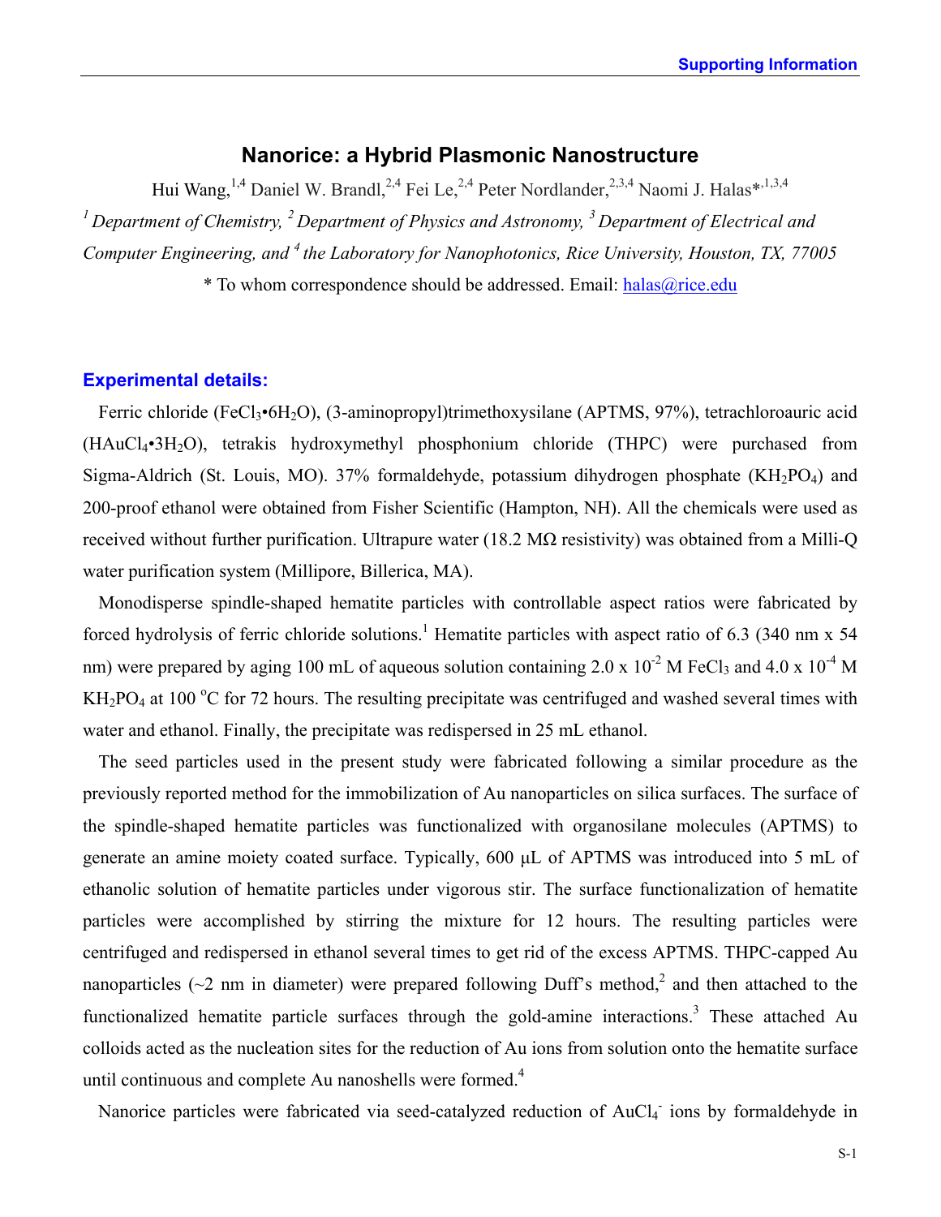# Nanorice: a Hybrid Plasmonic Nanostructure

Hui Wang,[1,4] Daniel W. Brandl,[2,4] Fei Le,[2,4] Peter Nordlander,[2,3,4] Naomi J. Halas*,[1,3,4]

*[1] Department of Chemistry, [2] Department of Physics and Astronomy, [3] Department of Electrical and Computer Engineering, and [4] the Laboratory for Nanophotonics, Rice University, Houston, TX, 77005*

* To whom correspondence should be addressed. Email: halas@rice.edu

## Experimental details:

Ferric chloride ($FeCl_3$•$6H_2O$), (3-aminopropyl)trimethoxysilane (APTMS, 97%), tetrachloroauric acid ($HAuCl_4$•$3H_2O$), tetrakis hydroxymethyl phosphonium chloride (THPC) were purchased from Sigma-Aldrich (St. Louis, MO). 37% formaldehyde, potassium dihydrogen phosphate ($KH_2PO_4$) and 200-proof ethanol were obtained from Fisher Scientific (Hampton, NH). All the chemicals were used as received without further purification. Ultrapure water (18.2 MΩ resistivity) was obtained from a Milli-Q water purification system (Millipore, Billerica, MA).

Monodisperse spindle-shaped hematite particles with controllable aspect ratios were fabricated by forced hydrolysis of ferric chloride solutions.[1] Hematite particles with aspect ratio of 6.3 (340 nm x 54 nm) were prepared by aging 100 mL of aqueous solution containing 2.0 x $10^{-2}$ M $FeCl_3$ and 4.0 x $10^{-4}$ M $KH_2PO_4$ at 100 °C for 72 hours. The resulting precipitate was centrifuged and washed several times with water and ethanol. Finally, the precipitate was redispersed in 25 mL ethanol.

The seed particles used in the present study were fabricated following a similar procedure as the previously reported method for the immobilization of Au nanoparticles on silica surfaces. The surface of the spindle-shaped hematite particles was functionalized with organosilane molecules (APTMS) to generate an amine moiety coated surface. Typically, 600 μL of APTMS was introduced into 5 mL of ethanolic solution of hematite particles under vigorous stir. The surface functionalization of hematite particles were accomplished by stirring the mixture for 12 hours. The resulting particles were centrifuged and redispersed in ethanol several times to get rid of the excess APTMS. THPC-capped Au nanoparticles (~2 nm in diameter) were prepared following Duff's method,[2] and then attached to the functionalized hematite particle surfaces through the gold-amine interactions.[3] These attached Au colloids acted as the nucleation sites for the reduction of Au ions from solution onto the hematite surface until continuous and complete Au nanoshells were formed.[4]

Nanorice particles were fabricated via seed-catalyzed reduction of $AuCl_4^-$ ions by formaldehyde in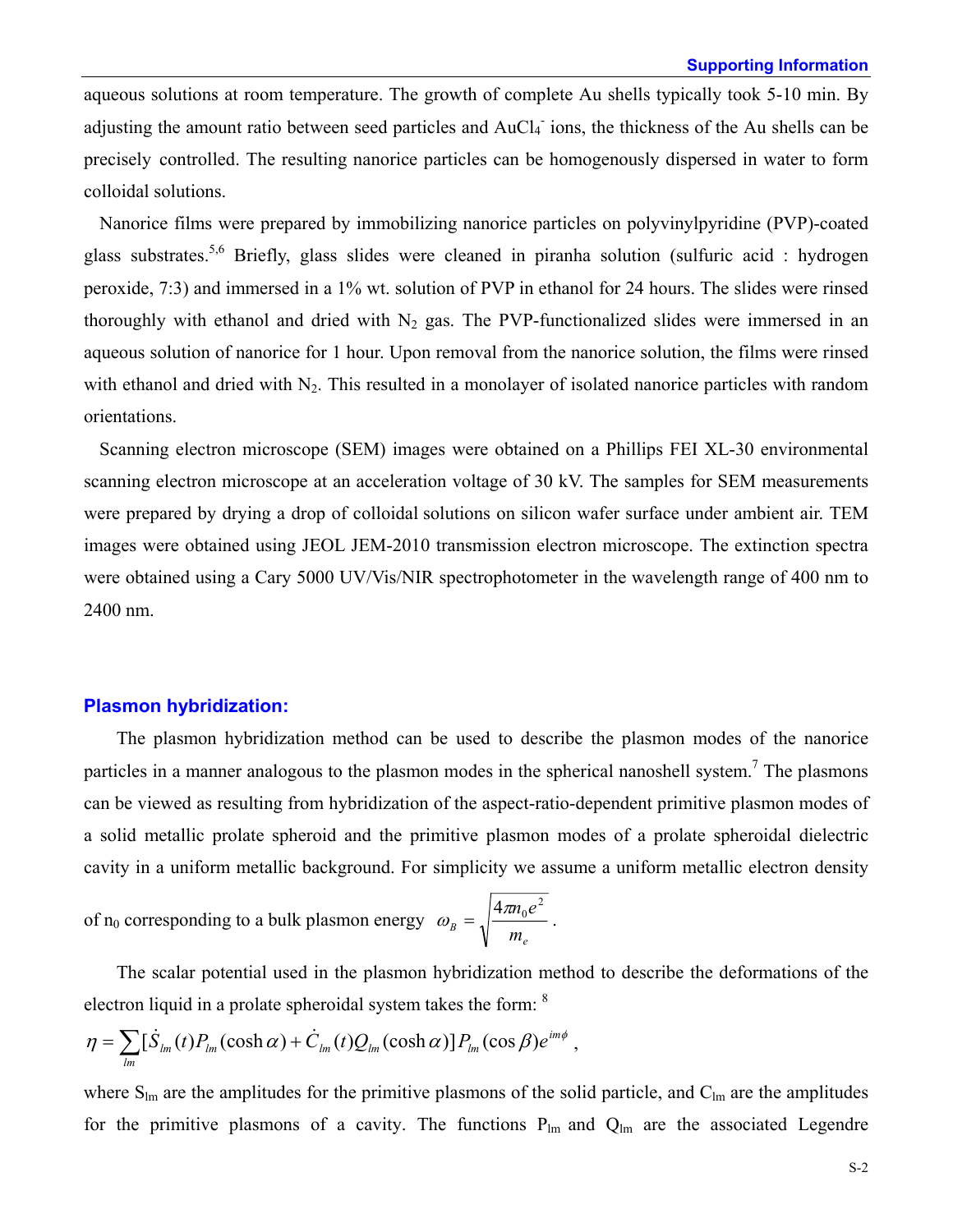aqueous solutions at room temperature. The growth of complete Au shells typically took 5-10 min. By adjusting the amount ratio between seed particles and $AuCl_4^-$ ions, the thickness of the Au shells can be precisely controlled. The resulting nanorice particles can be homogenously dispersed in water to form colloidal solutions.

Nanorice films were prepared by immobilizing nanorice particles on polyvinylpyridine (PVP)-coated glass substrates.[5,6] Briefly, glass slides were cleaned in piranha solution (sulfuric acid : hydrogen peroxide, 7:3) and immersed in a 1% wt. solution of PVP in ethanol for 24 hours. The slides were rinsed thoroughly with ethanol and dried with $N_2$ gas. The PVP-functionalized slides were immersed in an aqueous solution of nanorice for 1 hour. Upon removal from the nanorice solution, the films were rinsed with ethanol and dried with $N_2$. This resulted in a monolayer of isolated nanorice particles with random orientations.

Scanning electron microscope (SEM) images were obtained on a Phillips FEI XL-30 environmental scanning electron microscope at an acceleration voltage of 30 kV. The samples for SEM measurements were prepared by drying a drop of colloidal solutions on silicon wafer surface under ambient air. TEM images were obtained using JEOL JEM-2010 transmission electron microscope. The extinction spectra were obtained using a Cary 5000 UV/Vis/NIR spectrophotometer in the wavelength range of 400 nm to 2400 nm.

## Plasmon hybridization:

The plasmon hybridization method can be used to describe the plasmon modes of the nanorice particles in a manner analogous to the plasmon modes in the spherical nanoshell system.[7] The plasmons can be viewed as resulting from hybridization of the aspect-ratio-dependent primitive plasmon modes of a solid metallic prolate spheroid and the primitive plasmon modes of a prolate spheroidal dielectric cavity in a uniform metallic background. For simplicity we assume a uniform metallic electron density of $n_0$ corresponding to a bulk plasmon energy $\omega_B = \sqrt{\dfrac{4\pi n_0 e^2}{m_e}}$.

The scalar potential used in the plasmon hybridization method to describe the deformations of the electron liquid in a prolate spheroidal system takes the form: [8]

$$\eta = \sum_{lm} [\dot{S}_{lm}(t) P_{lm}(\cosh\alpha) + \dot{C}_{lm}(t) Q_{lm}(\cosh\alpha)] P_{lm}(\cos\beta) e^{im\phi} ,$$

where $S_{lm}$ are the amplitudes for the primitive plasmons of the solid particle, and $C_{lm}$ are the amplitudes for the primitive plasmons of a cavity. The functions $P_{lm}$ and $Q_{lm}$ are the associated Legendre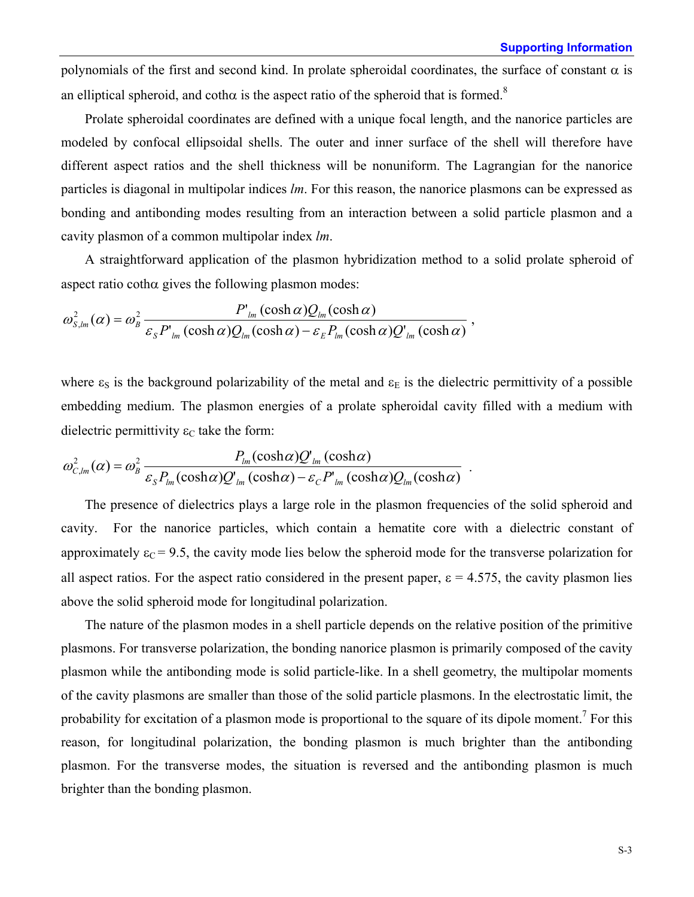polynomials of the first and second kind. In prolate spheroidal coordinates, the surface of constant $\alpha$ is an elliptical spheroid, and coth$\alpha$ is the aspect ratio of the spheroid that is formed.[8]

Prolate spheroidal coordinates are defined with a unique focal length, and the nanorice particles are modeled by confocal ellipsoidal shells. The outer and inner surface of the shell will therefore have different aspect ratios and the shell thickness will be nonuniform. The Lagrangian for the nanorice particles is diagonal in multipolar indices *lm*. For this reason, the nanorice plasmons can be expressed as bonding and antibonding modes resulting from an interaction between a solid particle plasmon and a cavity plasmon of a common multipolar index *lm*.

A straightforward application of the plasmon hybridization method to a solid prolate spheroid of aspect ratio coth$\alpha$ gives the following plasmon modes:

$$\omega_{S,lm}^2(\alpha) = \omega_B^2 \frac{P'_{lm}(\cosh\alpha) Q_{lm}(\cosh\alpha)}{\varepsilon_S P'_{lm}(\cosh\alpha) Q_{lm}(\cosh\alpha) - \varepsilon_E P_{lm}(\cosh\alpha) Q'_{lm}(\cosh\alpha)} \,,$$

where $\varepsilon_S$ is the background polarizability of the metal and $\varepsilon_E$ is the dielectric permittivity of a possible embedding medium. The plasmon energies of a prolate spheroidal cavity filled with a medium with dielectric permittivity $\varepsilon_C$ take the form:

$$\omega_{C,lm}^2(\alpha) = \omega_B^2 \frac{P_{lm}(\cosh\alpha) Q'_{lm}(\cosh\alpha)}{\varepsilon_S P_{lm}(\cosh\alpha) Q'_{lm}(\cosh\alpha) - \varepsilon_C P'_{lm}(\cosh\alpha) Q_{lm}(\cosh\alpha)} \,.$$

The presence of dielectrics plays a large role in the plasmon frequencies of the solid spheroid and cavity. For the nanorice particles, which contain a hematite core with a dielectric constant of approximately $\varepsilon_C = 9.5$, the cavity mode lies below the spheroid mode for the transverse polarization for all aspect ratios. For the aspect ratio considered in the present paper, $\varepsilon = 4.575$, the cavity plasmon lies above the solid spheroid mode for longitudinal polarization.

The nature of the plasmon modes in a shell particle depends on the relative position of the primitive plasmons. For transverse polarization, the bonding nanorice plasmon is primarily composed of the cavity plasmon while the antibonding mode is solid particle-like. In a shell geometry, the multipolar moments of the cavity plasmons are smaller than those of the solid particle plasmons. In the electrostatic limit, the probability for excitation of a plasmon mode is proportional to the square of its dipole moment.[7] For this reason, for longitudinal polarization, the bonding plasmon is much brighter than the antibonding plasmon. For the transverse modes, the situation is reversed and the antibonding plasmon is much brighter than the bonding plasmon.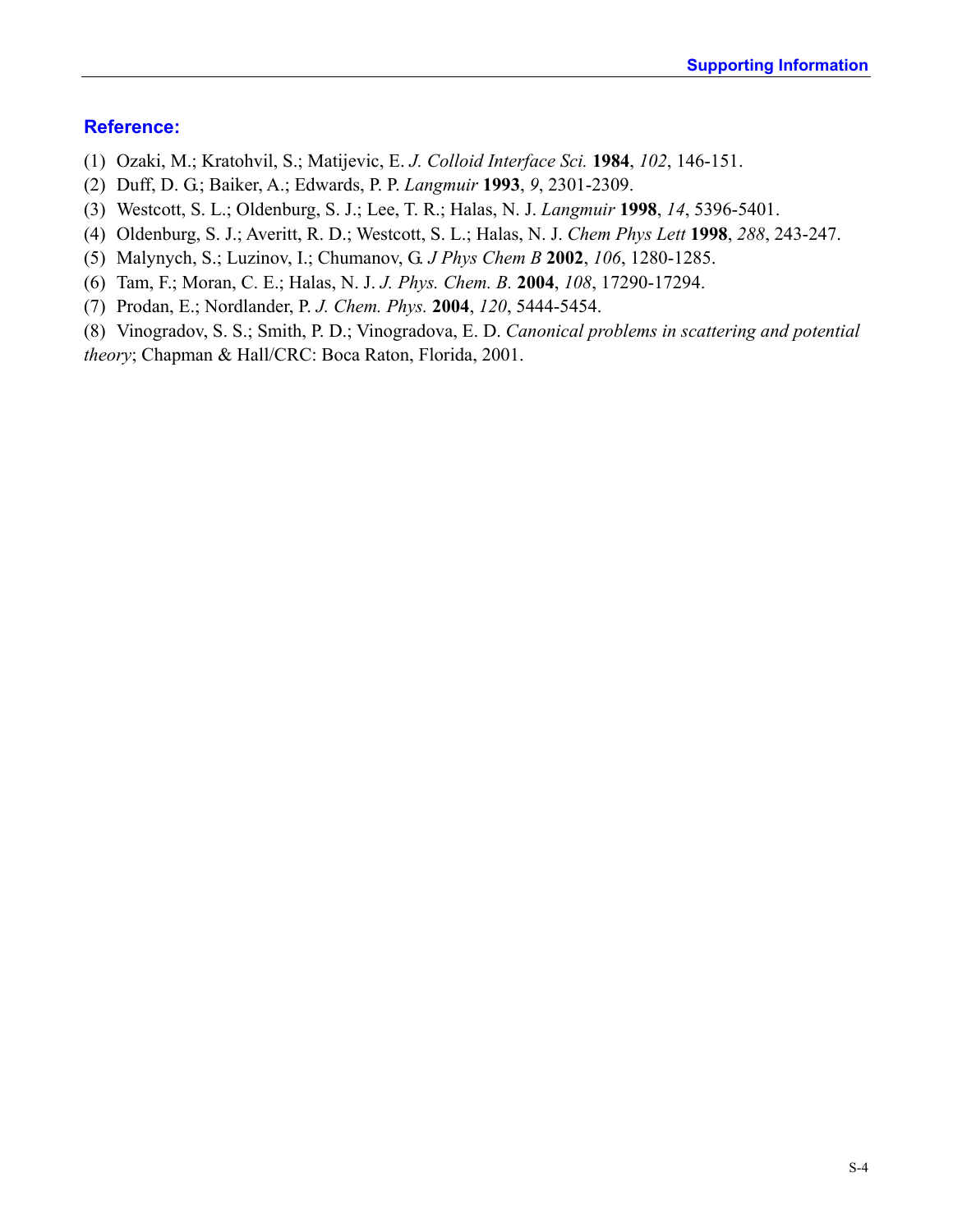## Reference:

(1) Ozaki, M.; Kratohvil, S.; Matijevic, E. *J. Colloid Interface Sci.* **1984**, *102*, 146-151.

(2) Duff, D. G.; Baiker, A.; Edwards, P. P. *Langmuir* **1993**, *9*, 2301-2309.

(3) Westcott, S. L.; Oldenburg, S. J.; Lee, T. R.; Halas, N. J. *Langmuir* **1998**, *14*, 5396-5401.

(4) Oldenburg, S. J.; Averitt, R. D.; Westcott, S. L.; Halas, N. J. *Chem Phys Lett* **1998**, *288*, 243-247.

(5) Malynych, S.; Luzinov, I.; Chumanov, G. *J Phys Chem B* **2002**, *106*, 1280-1285.

(6) Tam, F.; Moran, C. E.; Halas, N. J. *J. Phys. Chem. B.* **2004**, *108*, 17290-17294.

(7) Prodan, E.; Nordlander, P. *J. Chem. Phys.* **2004**, *120*, 5444-5454.

(8) Vinogradov, S. S.; Smith, P. D.; Vinogradova, E. D. *Canonical problems in scattering and potential theory*; Chapman & Hall/CRC: Boca Raton, Florida, 2001.